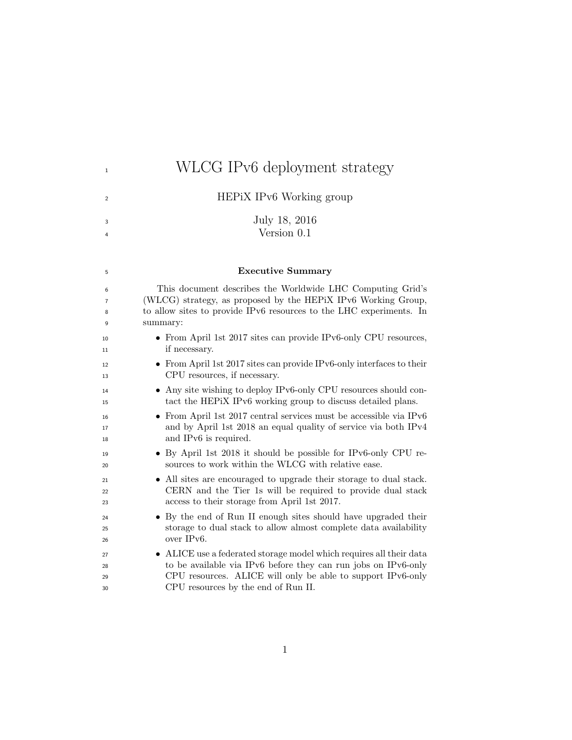# WLCG IPv6 deployment strategy

HEPiX IPv6 Working group

July 18, 2016
Version 0.1

**Executive Summary**

This document describes the Worldwide LHC Computing Grid's (WLCG) strategy, as proposed by the HEPiX IPv6 Working Group, to allow sites to provide IPv6 resources to the LHC experiments. In summary:

- From April 1st 2017 sites can provide IPv6-only CPU resources, if necessary.
- From April 1st 2017 sites can provide IPv6-only interfaces to their CPU resources, if necessary.
- Any site wishing to deploy IPv6-only CPU resources should contact the HEPiX IPv6 working group to discuss detailed plans.
- From April 1st 2017 central services must be accessible via IPv6 and by April 1st 2018 an equal quality of service via both IPv4 and IPv6 is required.
- By April 1st 2018 it should be possible for IPv6-only CPU resources to work within the WLCG with relative ease.
- All sites are encouraged to upgrade their storage to dual stack. CERN and the Tier 1s will be required to provide dual stack access to their storage from April 1st 2017.
- By the end of Run II enough sites should have upgraded their storage to dual stack to allow almost complete data availability over IPv6.
- ALICE use a federated storage model which requires all their data to be available via IPv6 before they can run jobs on IPv6-only CPU resources. ALICE will only be able to support IPv6-only CPU resources by the end of Run II.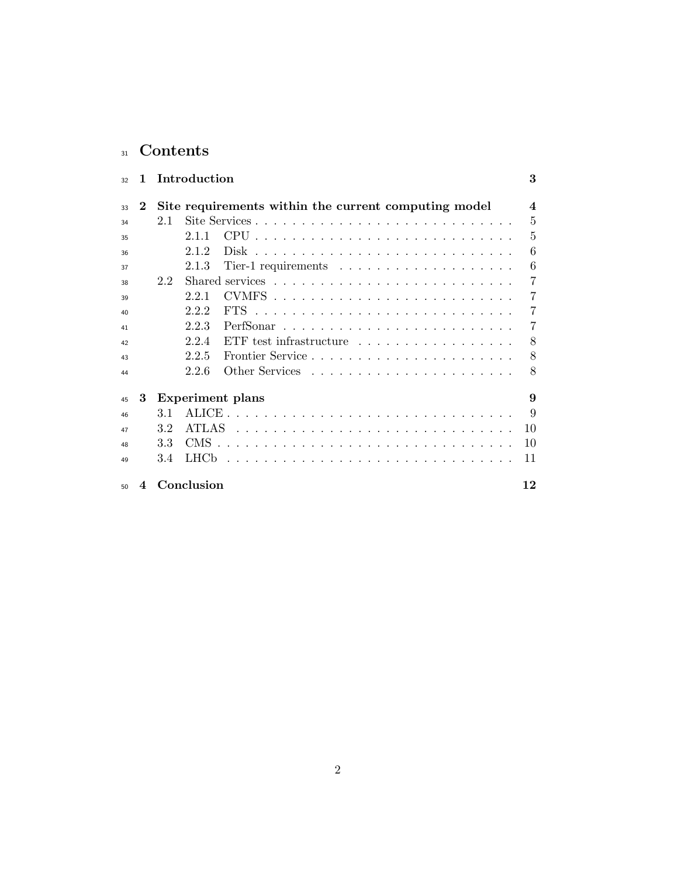# Contents

1 **Introduction** **3**

2 **Site requirements within the current computing model** **4**

- 2.1 Site Services . . . 5
  - 2.1.1 CPU . . . 5
  - 2.1.2 Disk . . . 6
  - 2.1.3 Tier-1 requirements . . . 6
- 2.2 Shared services . . . 7
  - 2.2.1 CVMFS . . . 7
  - 2.2.2 FTS . . . 7
  - 2.2.3 PerfSonar . . . 7
  - 2.2.4 ETF test infrastructure . . . 8
  - 2.2.5 Frontier Service . . . 8
  - 2.2.6 Other Services . . . 8

3 **Experiment plans** **9**

- 3.1 ALICE . . . 9
- 3.2 ATLAS . . . 10
- 3.3 CMS . . . 10
- 3.4 LHCb . . . 11

4 **Conclusion** **12**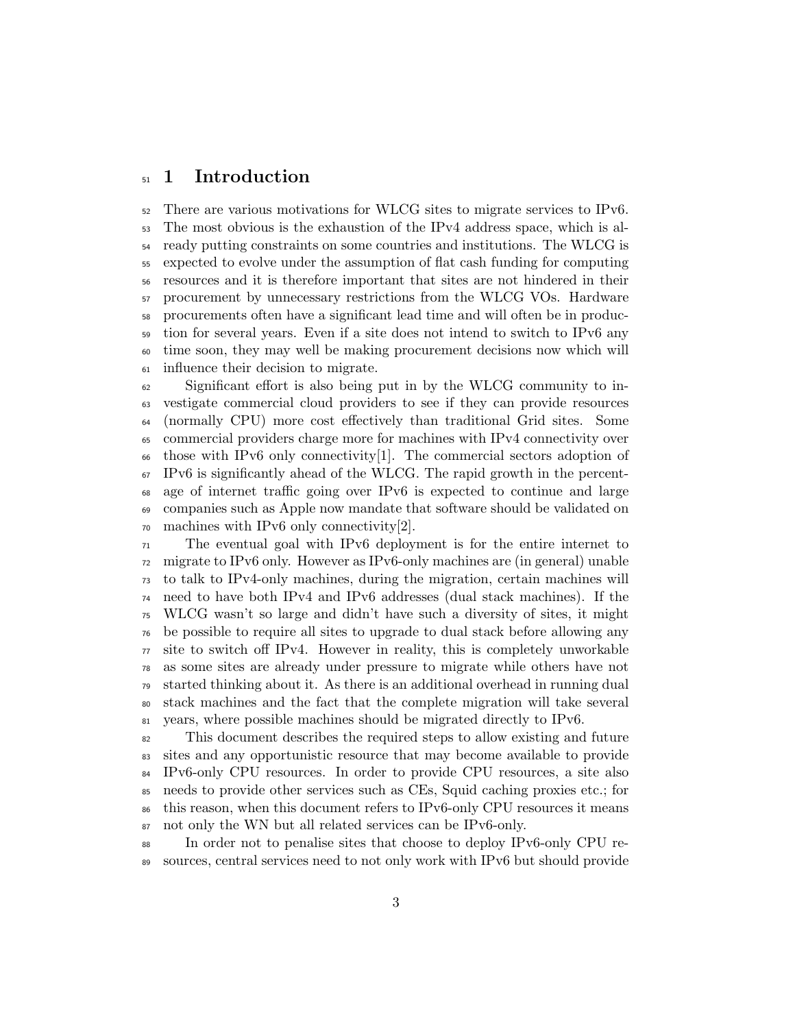# 1 Introduction

There are various motivations for WLCG sites to migrate services to IPv6. The most obvious is the exhaustion of the IPv4 address space, which is already putting constraints on some countries and institutions. The WLCG is expected to evolve under the assumption of flat cash funding for computing resources and it is therefore important that sites are not hindered in their procurement by unnecessary restrictions from the WLCG VOs. Hardware procurements often have a significant lead time and will often be in production for several years. Even if a site does not intend to switch to IPv6 any time soon, they may well be making procurement decisions now which will influence their decision to migrate.

Significant effort is also being put in by the WLCG community to investigate commercial cloud providers to see if they can provide resources (normally CPU) more cost effectively than traditional Grid sites. Some commercial providers charge more for machines with IPv4 connectivity over those with IPv6 only connectivity[1]. The commercial sectors adoption of IPv6 is significantly ahead of the WLCG. The rapid growth in the percentage of internet traffic going over IPv6 is expected to continue and large companies such as Apple now mandate that software should be validated on machines with IPv6 only connectivity[2].

The eventual goal with IPv6 deployment is for the entire internet to migrate to IPv6 only. However as IPv6-only machines are (in general) unable to talk to IPv4-only machines, during the migration, certain machines will need to have both IPv4 and IPv6 addresses (dual stack machines). If the WLCG wasn't so large and didn't have such a diversity of sites, it might be possible to require all sites to upgrade to dual stack before allowing any site to switch off IPv4. However in reality, this is completely unworkable as some sites are already under pressure to migrate while others have not started thinking about it. As there is an additional overhead in running dual stack machines and the fact that the complete migration will take several years, where possible machines should be migrated directly to IPv6.

This document describes the required steps to allow existing and future sites and any opportunistic resource that may become available to provide IPv6-only CPU resources. In order to provide CPU resources, a site also needs to provide other services such as CEs, Squid caching proxies etc.; for this reason, when this document refers to IPv6-only CPU resources it means not only the WN but all related services can be IPv6-only.

In order not to penalise sites that choose to deploy IPv6-only CPU resources, central services need to not only work with IPv6 but should provide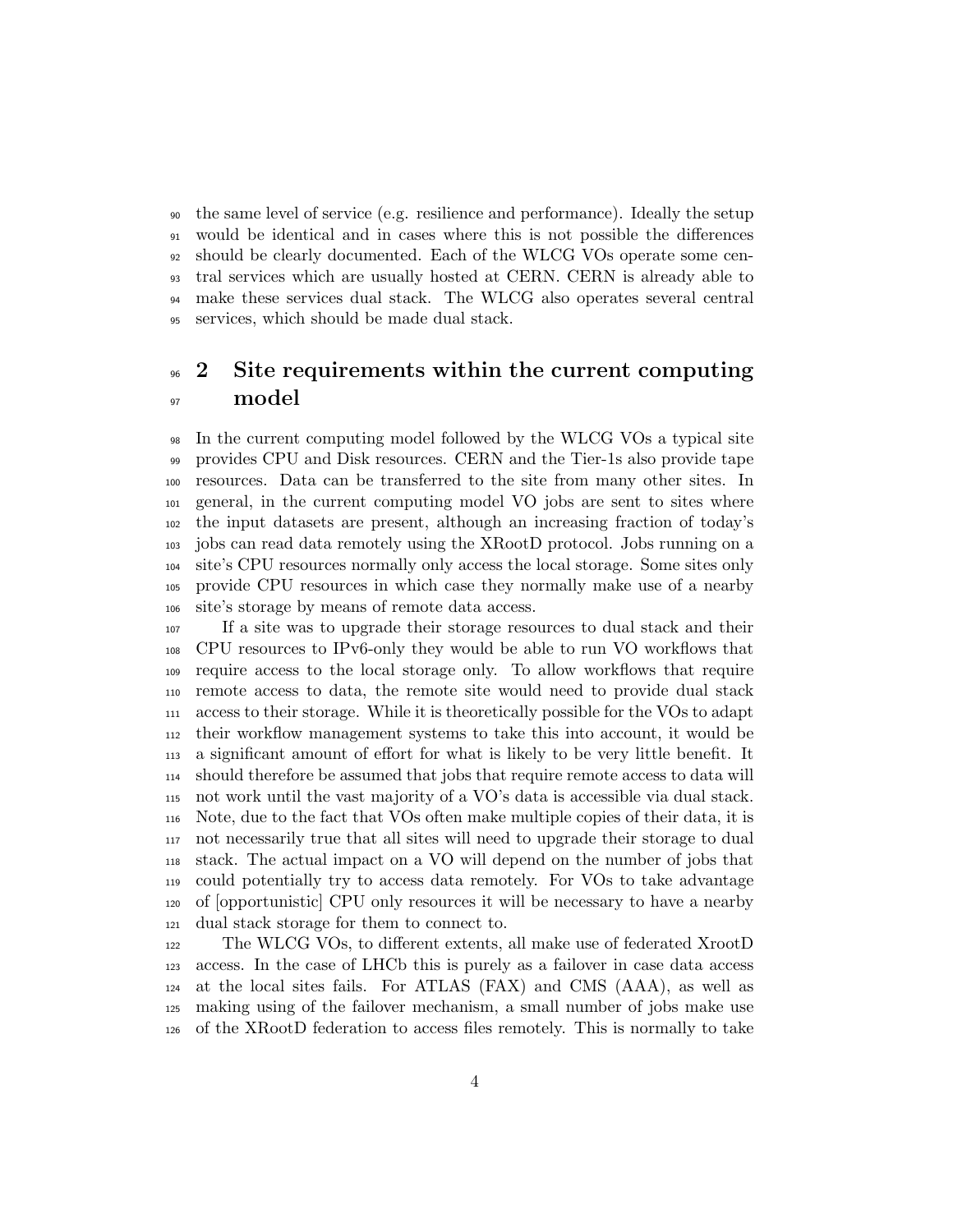the same level of service (e.g. resilience and performance). Ideally the setup would be identical and in cases where this is not possible the differences should be clearly documented. Each of the WLCG VOs operate some central services which are usually hosted at CERN. CERN is already able to make these services dual stack. The WLCG also operates several central services, which should be made dual stack.

## 2 Site requirements within the current computing model

In the current computing model followed by the WLCG VOs a typical site provides CPU and Disk resources. CERN and the Tier-1s also provide tape resources. Data can be transferred to the site from many other sites. In general, in the current computing model VO jobs are sent to sites where the input datasets are present, although an increasing fraction of today's jobs can read data remotely using the XRootD protocol. Jobs running on a site's CPU resources normally only access the local storage. Some sites only provide CPU resources in which case they normally make use of a nearby site's storage by means of remote data access.

If a site was to upgrade their storage resources to dual stack and their CPU resources to IPv6-only they would be able to run VO workflows that require access to the local storage only. To allow workflows that require remote access to data, the remote site would need to provide dual stack access to their storage. While it is theoretically possible for the VOs to adapt their workflow management systems to take this into account, it would be a significant amount of effort for what is likely to be very little benefit. It should therefore be assumed that jobs that require remote access to data will not work until the vast majority of a VO's data is accessible via dual stack. Note, due to the fact that VOs often make multiple copies of their data, it is not necessarily true that all sites will need to upgrade their storage to dual stack. The actual impact on a VO will depend on the number of jobs that could potentially try to access data remotely. For VOs to take advantage of [opportunistic] CPU only resources it will be necessary to have a nearby dual stack storage for them to connect to.

The WLCG VOs, to different extents, all make use of federated XrootD access. In the case of LHCb this is purely as a failover in case data access at the local sites fails. For ATLAS (FAX) and CMS (AAA), as well as making using of the failover mechanism, a small number of jobs make use of the XRootD federation to access files remotely. This is normally to take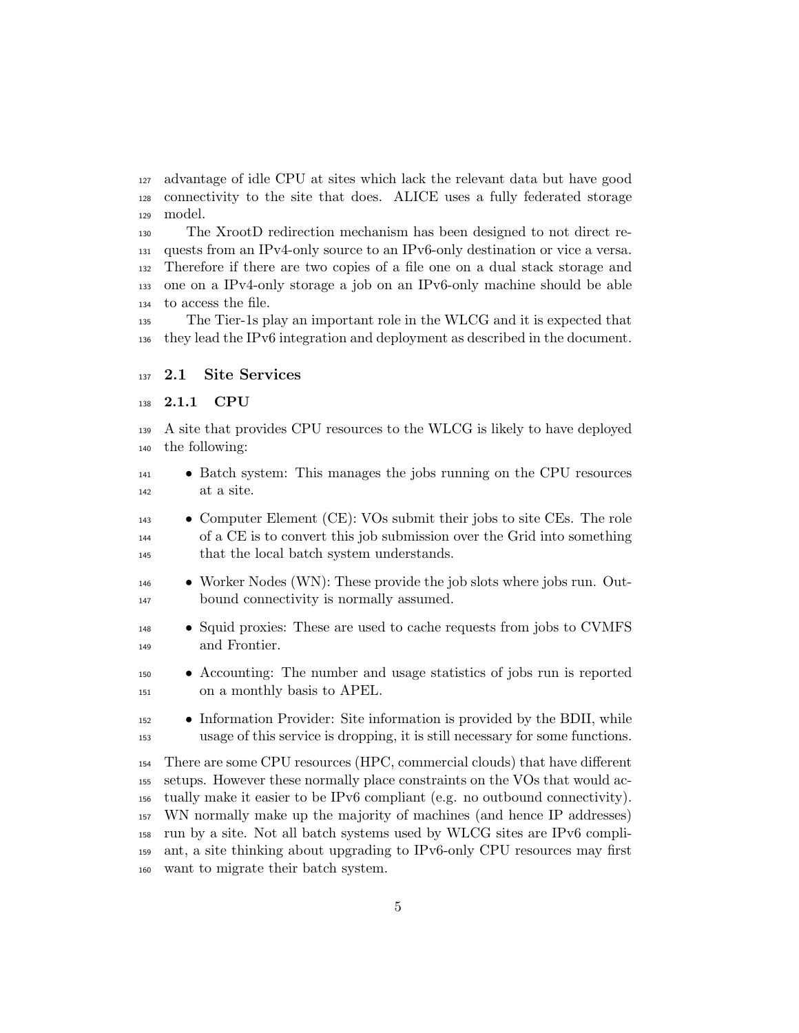advantage of idle CPU at sites which lack the relevant data but have good connectivity to the site that does. ALICE uses a fully federated storage model.

The XrootD redirection mechanism has been designed to not direct requests from an IPv4-only source to an IPv6-only destination or vice a versa. Therefore if there are two copies of a file one on a dual stack storage and one on a IPv4-only storage a job on an IPv6-only machine should be able to access the file.

The Tier-1s play an important role in the WLCG and it is expected that they lead the IPv6 integration and deployment as described in the document.

## 2.1 Site Services

### 2.1.1 CPU

A site that provides CPU resources to the WLCG is likely to have deployed the following:

- Batch system: This manages the jobs running on the CPU resources at a site.
- Computer Element (CE): VOs submit their jobs to site CEs. The role of a CE is to convert this job submission over the Grid into something that the local batch system understands.
- Worker Nodes (WN): These provide the job slots where jobs run. Outbound connectivity is normally assumed.
- Squid proxies: These are used to cache requests from jobs to CVMFS and Frontier.
- Accounting: The number and usage statistics of jobs run is reported on a monthly basis to APEL.
- Information Provider: Site information is provided by the BDII, while usage of this service is dropping, it is still necessary for some functions.

There are some CPU resources (HPC, commercial clouds) that have different setups. However these normally place constraints on the VOs that would actually make it easier to be IPv6 compliant (e.g. no outbound connectivity). WN normally make up the majority of machines (and hence IP addresses) run by a site. Not all batch systems used by WLCG sites are IPv6 compliant, a site thinking about upgrading to IPv6-only CPU resources may first want to migrate their batch system.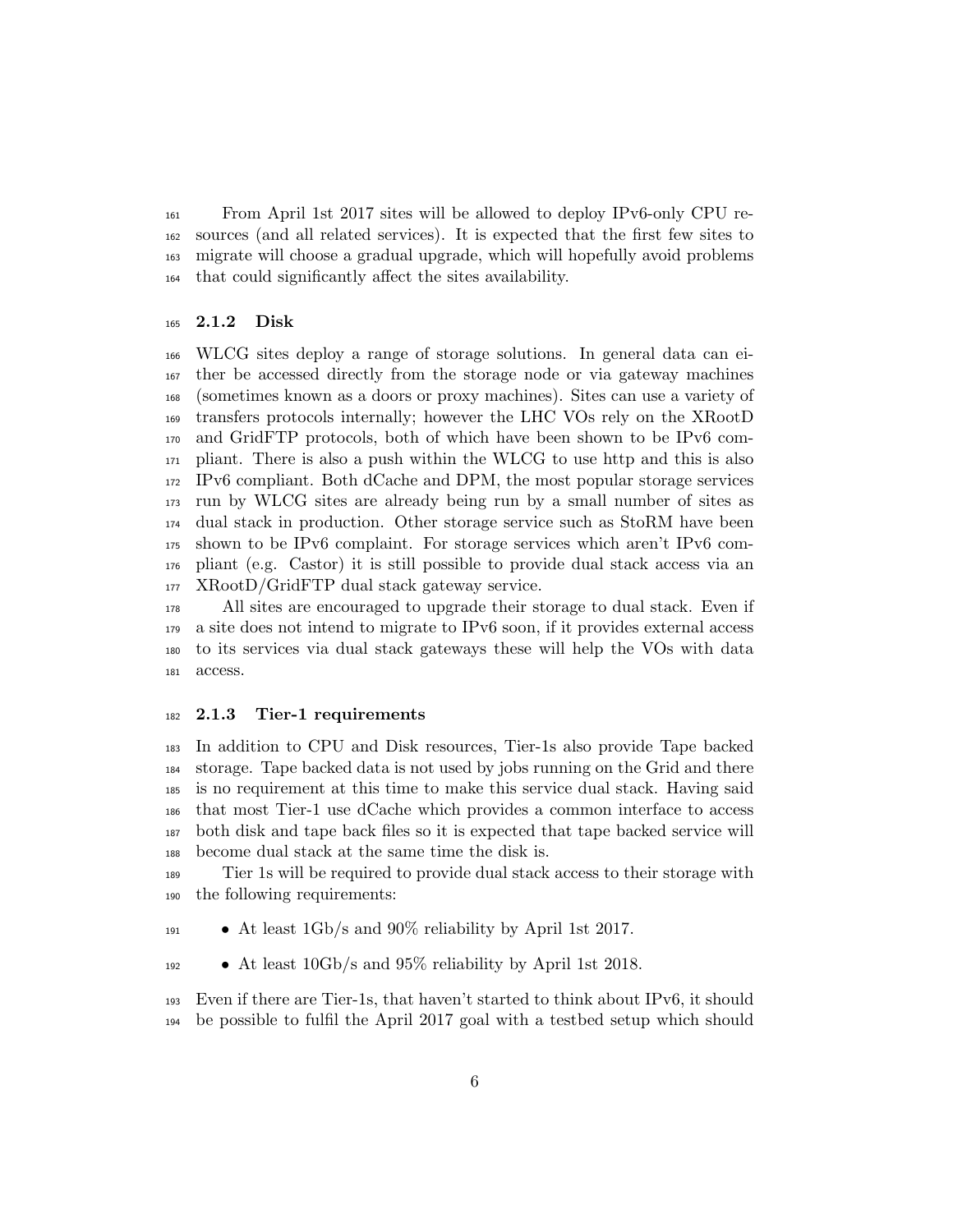From April 1st 2017 sites will be allowed to deploy IPv6-only CPU resources (and all related services). It is expected that the first few sites to migrate will choose a gradual upgrade, which will hopefully avoid problems that could significantly affect the sites availability.

### 2.1.2 Disk

WLCG sites deploy a range of storage solutions. In general data can either be accessed directly from the storage node or via gateway machines (sometimes known as a doors or proxy machines). Sites can use a variety of transfers protocols internally; however the LHC VOs rely on the XRootD and GridFTP protocols, both of which have been shown to be IPv6 compliant. There is also a push within the WLCG to use http and this is also IPv6 compliant. Both dCache and DPM, the most popular storage services run by WLCG sites are already being run by a small number of sites as dual stack in production. Other storage service such as StoRM have been shown to be IPv6 complaint. For storage services which aren't IPv6 compliant (e.g. Castor) it is still possible to provide dual stack access via an XRootD/GridFTP dual stack gateway service.

All sites are encouraged to upgrade their storage to dual stack. Even if a site does not intend to migrate to IPv6 soon, if it provides external access to its services via dual stack gateways these will help the VOs with data access.

### 2.1.3 Tier-1 requirements

In addition to CPU and Disk resources, Tier-1s also provide Tape backed storage. Tape backed data is not used by jobs running on the Grid and there is no requirement at this time to make this service dual stack. Having said that most Tier-1 use dCache which provides a common interface to access both disk and tape back files so it is expected that tape backed service will become dual stack at the same time the disk is.

Tier 1s will be required to provide dual stack access to their storage with the following requirements:

- At least 1Gb/s and 90% reliability by April 1st 2017.
- At least 10Gb/s and 95% reliability by April 1st 2018.

Even if there are Tier-1s, that haven't started to think about IPv6, it should be possible to fulfil the April 2017 goal with a testbed setup which should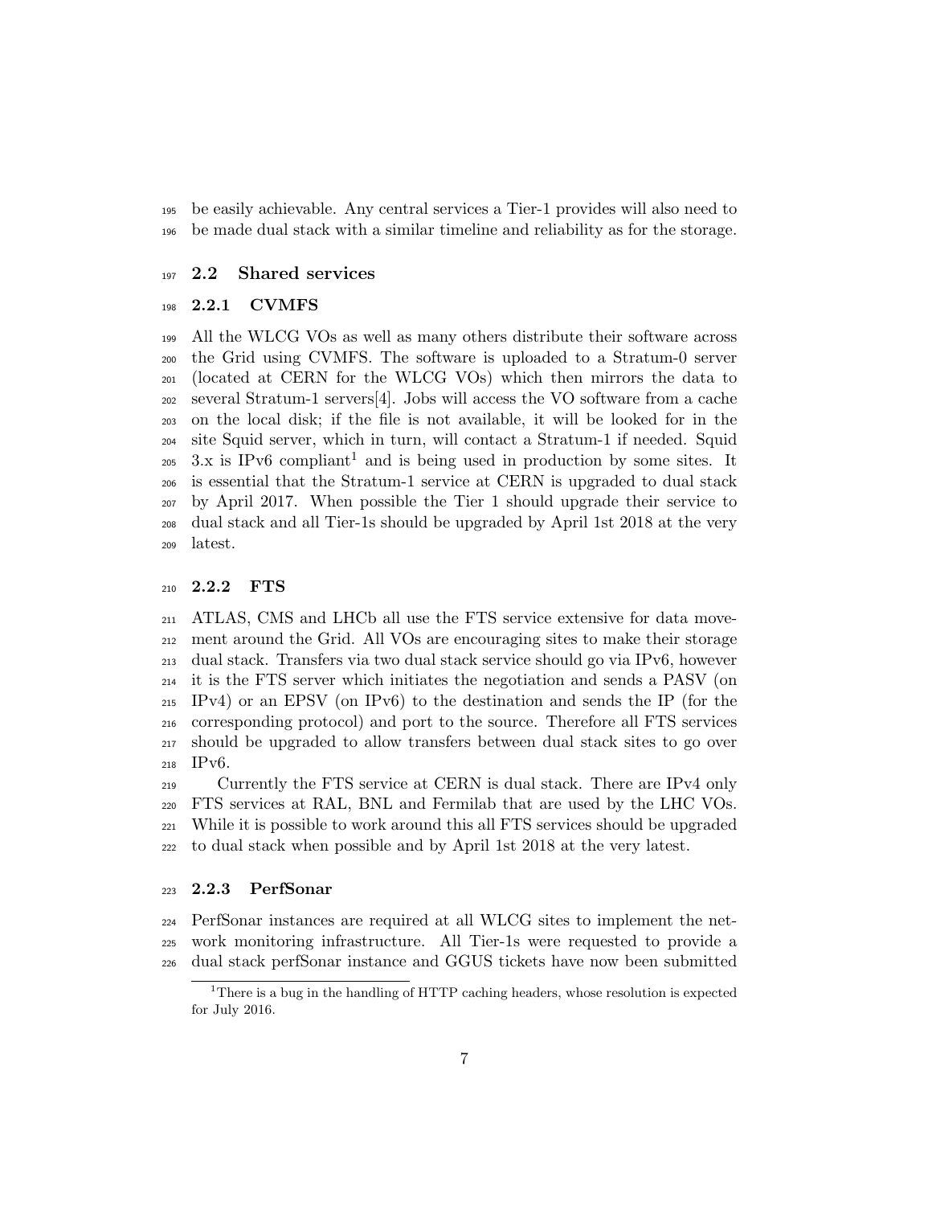be easily achievable. Any central services a Tier-1 provides will also need to be made dual stack with a similar timeline and reliability as for the storage.

## 2.2 Shared services

### 2.2.1 CVMFS

All the WLCG VOs as well as many others distribute their software across the Grid using CVMFS. The software is uploaded to a Stratum-0 server (located at CERN for the WLCG VOs) which then mirrors the data to several Stratum-1 servers[4]. Jobs will access the VO software from a cache on the local disk; if the file is not available, it will be looked for in the site Squid server, which in turn, will contact a Stratum-1 if needed. Squid 3.x is IPv6 compliant[1] and is being used in production by some sites. It is essential that the Stratum-1 service at CERN is upgraded to dual stack by April 2017. When possible the Tier 1 should upgrade their service to dual stack and all Tier-1s should be upgraded by April 1st 2018 at the very latest.

### 2.2.2 FTS

ATLAS, CMS and LHCb all use the FTS service extensive for data movement around the Grid. All VOs are encouraging sites to make their storage dual stack. Transfers via two dual stack service should go via IPv6, however it is the FTS server which initiates the negotiation and sends a PASV (on IPv4) or an EPSV (on IPv6) to the destination and sends the IP (for the corresponding protocol) and port to the source. Therefore all FTS services should be upgraded to allow transfers between dual stack sites to go over IPv6.

Currently the FTS service at CERN is dual stack. There are IPv4 only FTS services at RAL, BNL and Fermilab that are used by the LHC VOs. While it is possible to work around this all FTS services should be upgraded to dual stack when possible and by April 1st 2018 at the very latest.

### 2.2.3 PerfSonar

PerfSonar instances are required at all WLCG sites to implement the network monitoring infrastructure. All Tier-1s were requested to provide a dual stack perfSonar instance and GGUS tickets have now been submitted

[1] There is a bug in the handling of HTTP caching headers, whose resolution is expected for July 2016.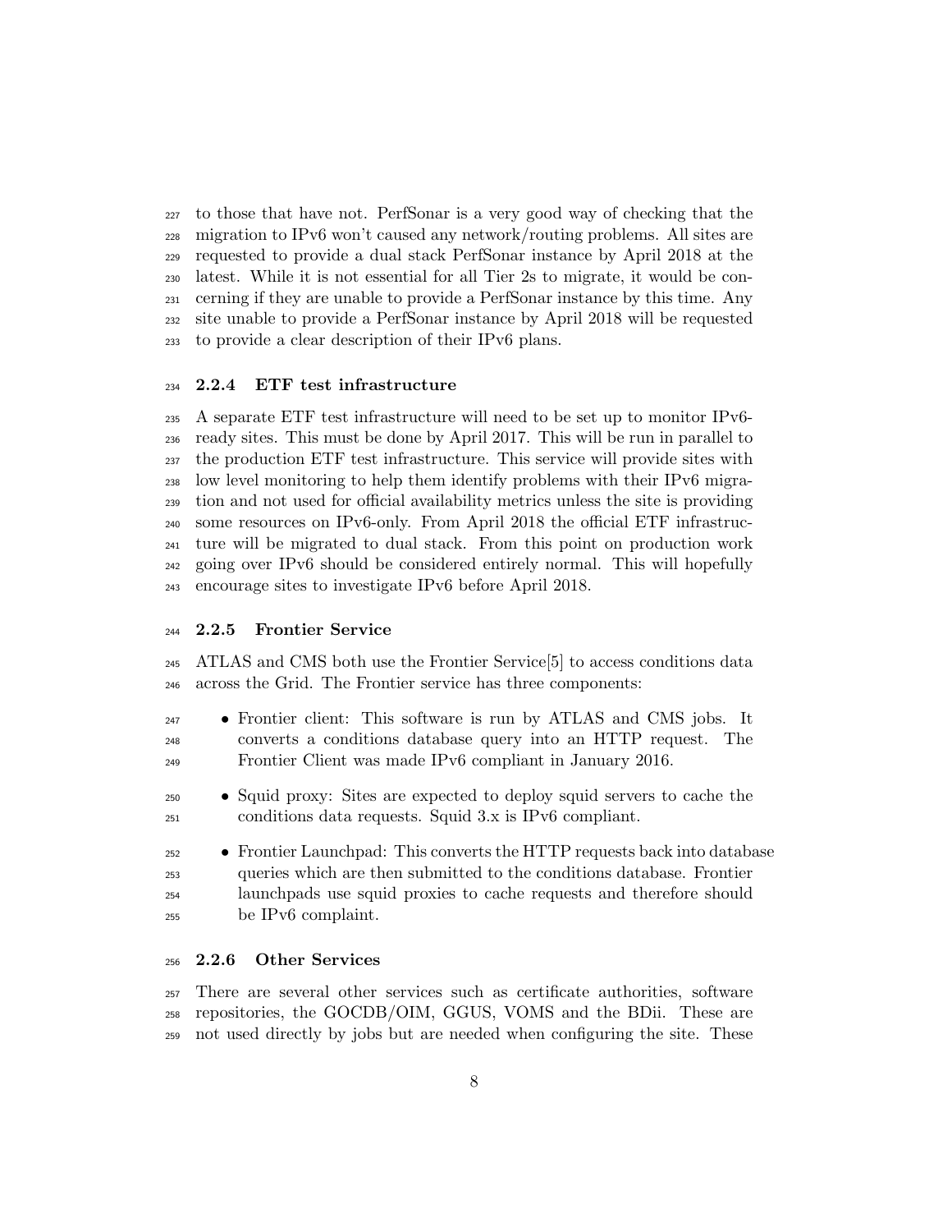to those that have not. PerfSonar is a very good way of checking that the migration to IPv6 won't caused any network/routing problems. All sites are requested to provide a dual stack PerfSonar instance by April 2018 at the latest. While it is not essential for all Tier 2s to migrate, it would be concerning if they are unable to provide a PerfSonar instance by this time. Any site unable to provide a PerfSonar instance by April 2018 will be requested to provide a clear description of their IPv6 plans.

### 2.2.4 ETF test infrastructure

A separate ETF test infrastructure will need to be set up to monitor IPv6-ready sites. This must be done by April 2017. This will be run in parallel to the production ETF test infrastructure. This service will provide sites with low level monitoring to help them identify problems with their IPv6 migration and not used for official availability metrics unless the site is providing some resources on IPv6-only. From April 2018 the official ETF infrastructure will be migrated to dual stack. From this point on production work going over IPv6 should be considered entirely normal. This will hopefully encourage sites to investigate IPv6 before April 2018.

### 2.2.5 Frontier Service

ATLAS and CMS both use the Frontier Service[5] to access conditions data across the Grid. The Frontier service has three components:

- Frontier client: This software is run by ATLAS and CMS jobs. It converts a conditions database query into an HTTP request. The Frontier Client was made IPv6 compliant in January 2016.
- Squid proxy: Sites are expected to deploy squid servers to cache the conditions data requests. Squid 3.x is IPv6 compliant.
- Frontier Launchpad: This converts the HTTP requests back into database queries which are then submitted to the conditions database. Frontier launchpads use squid proxies to cache requests and therefore should be IPv6 complaint.

### 2.2.6 Other Services

There are several other services such as certificate authorities, software repositories, the GOCDB/OIM, GGUS, VOMS and the BDii. These are not used directly by jobs but are needed when configuring the site. These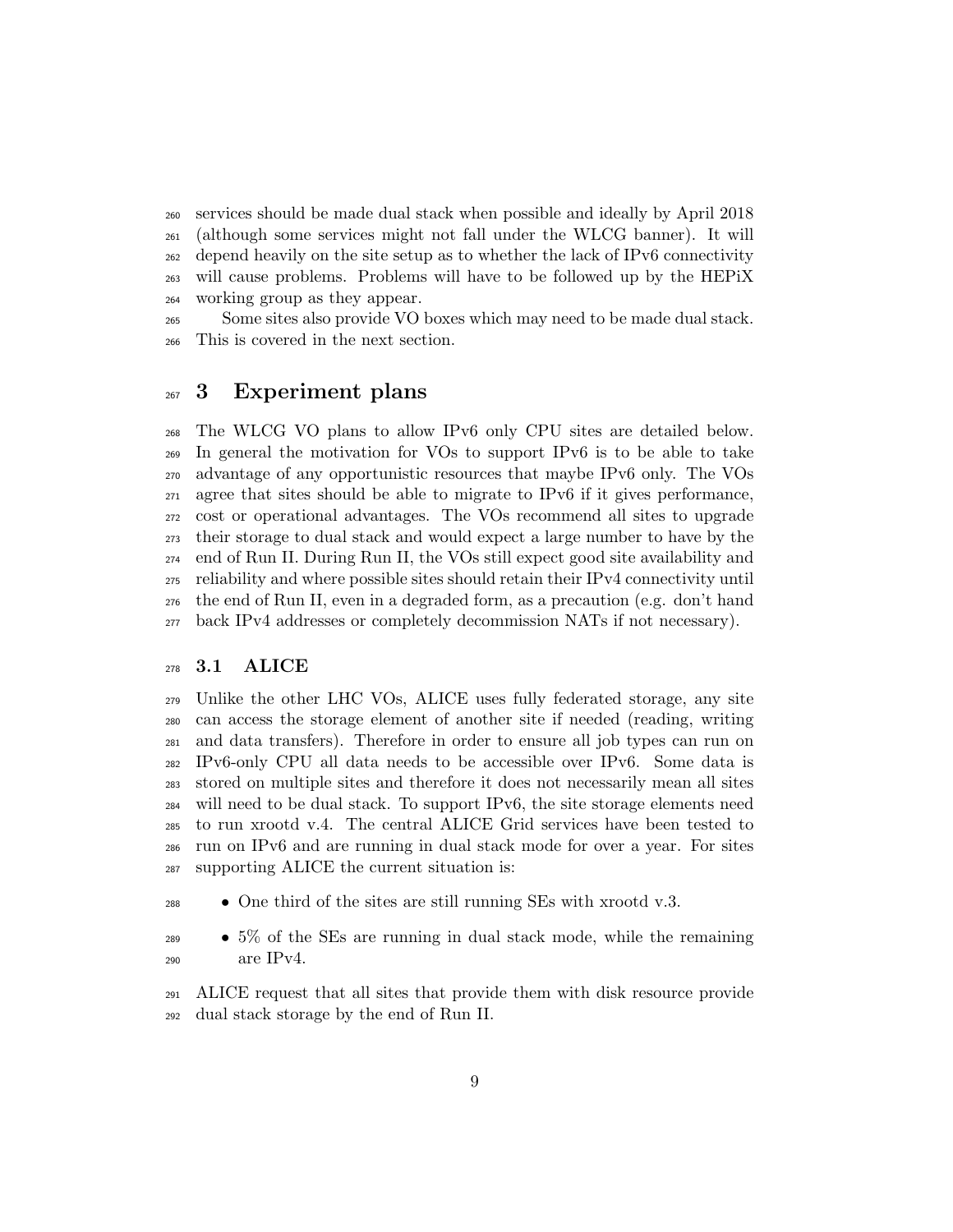services should be made dual stack when possible and ideally by April 2018 (although some services might not fall under the WLCG banner). It will depend heavily on the site setup as to whether the lack of IPv6 connectivity will cause problems. Problems will have to be followed up by the HEPiX working group as they appear.

Some sites also provide VO boxes which may need to be made dual stack. This is covered in the next section.

# 3 Experiment plans

The WLCG VO plans to allow IPv6 only CPU sites are detailed below. In general the motivation for VOs to support IPv6 is to be able to take advantage of any opportunistic resources that maybe IPv6 only. The VOs agree that sites should be able to migrate to IPv6 if it gives performance, cost or operational advantages. The VOs recommend all sites to upgrade their storage to dual stack and would expect a large number to have by the end of Run II. During Run II, the VOs still expect good site availability and reliability and where possible sites should retain their IPv4 connectivity until the end of Run II, even in a degraded form, as a precaution (e.g. don't hand back IPv4 addresses or completely decommission NATs if not necessary).

## 3.1 ALICE

Unlike the other LHC VOs, ALICE uses fully federated storage, any site can access the storage element of another site if needed (reading, writing and data transfers). Therefore in order to ensure all job types can run on IPv6-only CPU all data needs to be accessible over IPv6. Some data is stored on multiple sites and therefore it does not necessarily mean all sites will need to be dual stack. To support IPv6, the site storage elements need to run xrootd v.4. The central ALICE Grid services have been tested to run on IPv6 and are running in dual stack mode for over a year. For sites supporting ALICE the current situation is:

- One third of the sites are still running SEs with xrootd v.3.
- 5% of the SEs are running in dual stack mode, while the remaining are IPv4.

ALICE request that all sites that provide them with disk resource provide dual stack storage by the end of Run II.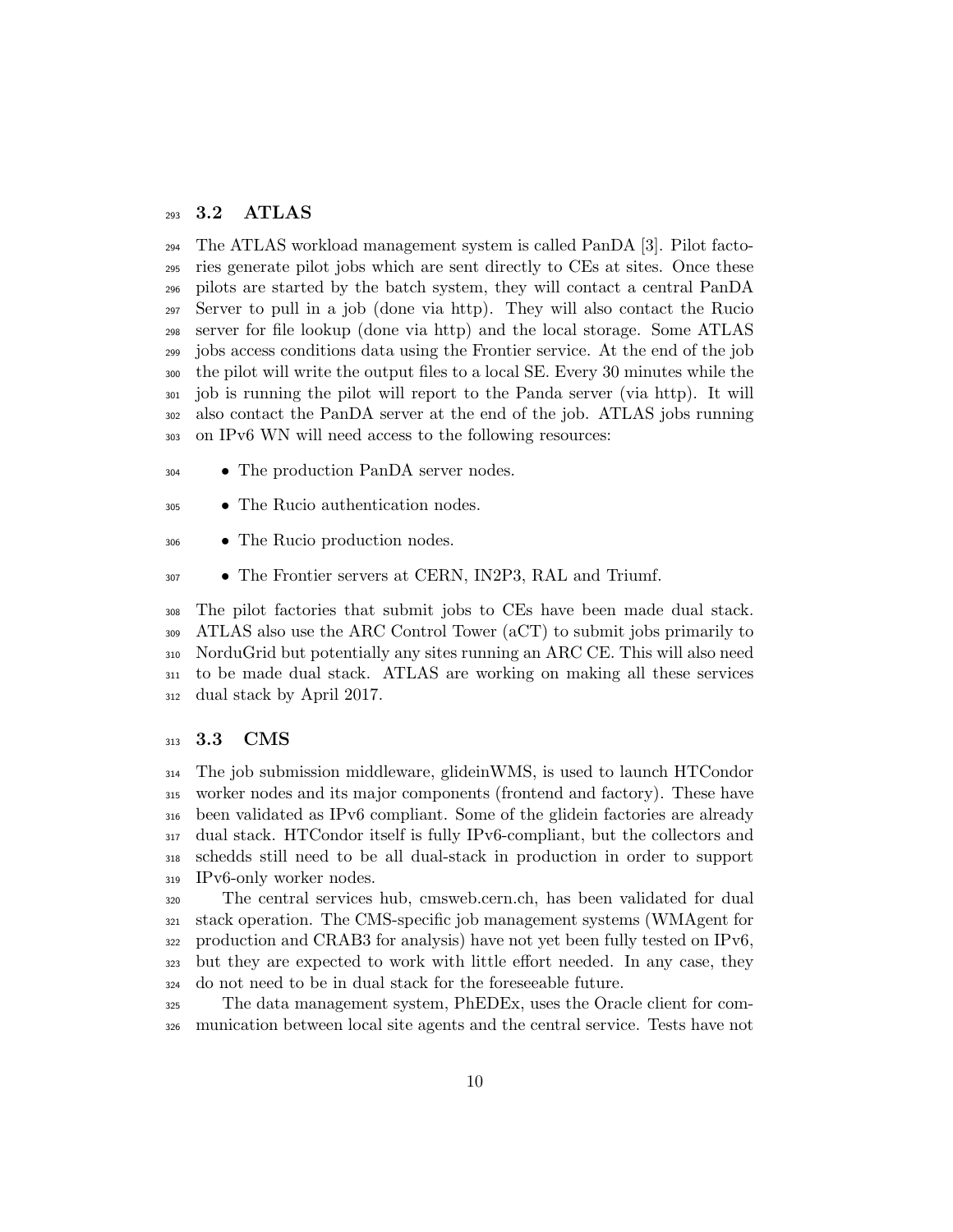### 3.2 ATLAS

The ATLAS workload management system is called PanDA [3]. Pilot factories generate pilot jobs which are sent directly to CEs at sites. Once these pilots are started by the batch system, they will contact a central PanDA Server to pull in a job (done via http). They will also contact the Rucio server for file lookup (done via http) and the local storage. Some ATLAS jobs access conditions data using the Frontier service. At the end of the job the pilot will write the output files to a local SE. Every 30 minutes while the job is running the pilot will report to the Panda server (via http). It will also contact the PanDA server at the end of the job. ATLAS jobs running on IPv6 WN will need access to the following resources:

- The production PanDA server nodes.
- The Rucio authentication nodes.
- The Rucio production nodes.
- The Frontier servers at CERN, IN2P3, RAL and Triumf.

The pilot factories that submit jobs to CEs have been made dual stack. ATLAS also use the ARC Control Tower (aCT) to submit jobs primarily to NorduGrid but potentially any sites running an ARC CE. This will also need to be made dual stack. ATLAS are working on making all these services dual stack by April 2017.

### 3.3 CMS

The job submission middleware, glideinWMS, is used to launch HTCondor worker nodes and its major components (frontend and factory). These have been validated as IPv6 compliant. Some of the glidein factories are already dual stack. HTCondor itself is fully IPv6-compliant, but the collectors and schedds still need to be all dual-stack in production in order to support IPv6-only worker nodes.

The central services hub, cmsweb.cern.ch, has been validated for dual stack operation. The CMS-specific job management systems (WMAgent for production and CRAB3 for analysis) have not yet been fully tested on IPv6, but they are expected to work with little effort needed. In any case, they do not need to be in dual stack for the foreseeable future.

The data management system, PhEDEx, uses the Oracle client for communication between local site agents and the central service. Tests have not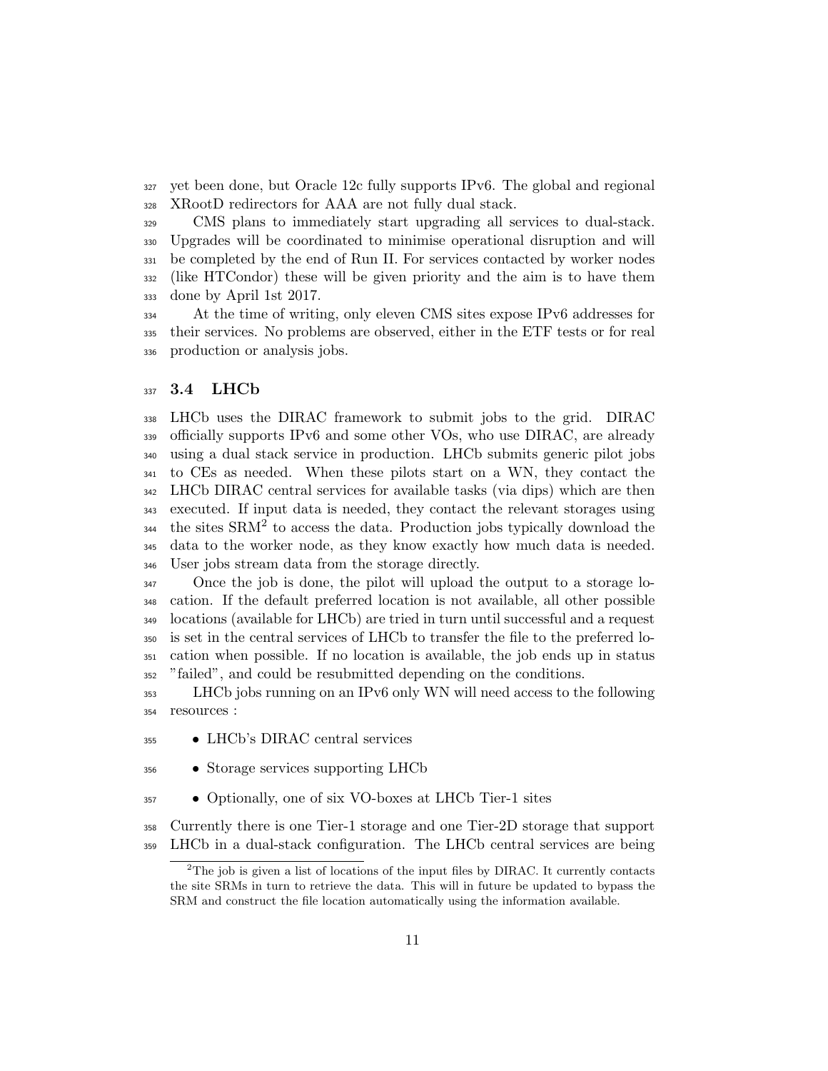yet been done, but Oracle 12c fully supports IPv6. The global and regional XRootD redirectors for AAA are not fully dual stack.

CMS plans to immediately start upgrading all services to dual-stack. Upgrades will be coordinated to minimise operational disruption and will be completed by the end of Run II. For services contacted by worker nodes (like HTCondor) these will be given priority and the aim is to have them done by April 1st 2017.

At the time of writing, only eleven CMS sites expose IPv6 addresses for their services. No problems are observed, either in the ETF tests or for real production or analysis jobs.

### 3.4 LHCb

LHCb uses the DIRAC framework to submit jobs to the grid. DIRAC officially supports IPv6 and some other VOs, who use DIRAC, are already using a dual stack service in production. LHCb submits generic pilot jobs to CEs as needed. When these pilots start on a WN, they contact the LHCb DIRAC central services for available tasks (via dips) which are then executed. If input data is needed, they contact the relevant storages using the sites SRM[2] to access the data. Production jobs typically download the data to the worker node, as they know exactly how much data is needed. User jobs stream data from the storage directly.

Once the job is done, the pilot will upload the output to a storage location. If the default preferred location is not available, all other possible locations (available for LHCb) are tried in turn until successful and a request is set in the central services of LHCb to transfer the file to the preferred location when possible. If no location is available, the job ends up in status "failed", and could be resubmitted depending on the conditions.

LHCb jobs running on an IPv6 only WN will need access to the following resources :

- LHCb's DIRAC central services
- Storage services supporting LHCb
- Optionally, one of six VO-boxes at LHCb Tier-1 sites

Currently there is one Tier-1 storage and one Tier-2D storage that support LHCb in a dual-stack configuration. The LHCb central services are being

[2] The job is given a list of locations of the input files by DIRAC. It currently contacts the site SRMs in turn to retrieve the data. This will in future be updated to bypass the SRM and construct the file location automatically using the information available.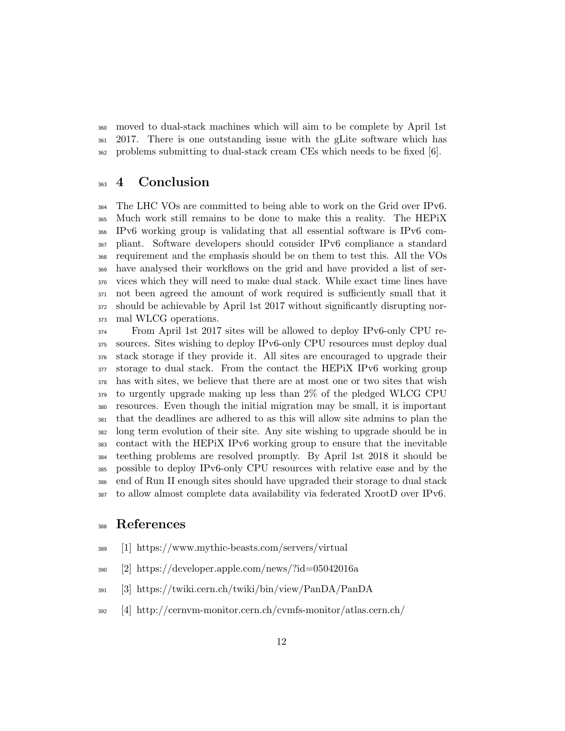moved to dual-stack machines which will aim to be complete by April 1st 2017. There is one outstanding issue with the gLite software which has problems submitting to dual-stack cream CEs which needs to be fixed [6].

## 4 Conclusion

The LHC VOs are committed to being able to work on the Grid over IPv6. Much work still remains to be done to make this a reality. The HEPiX IPv6 working group is validating that all essential software is IPv6 compliant. Software developers should consider IPv6 compliance a standard requirement and the emphasis should be on them to test this. All the VOs have analysed their workflows on the grid and have provided a list of services which they will need to make dual stack. While exact time lines have not been agreed the amount of work required is sufficiently small that it should be achievable by April 1st 2017 without significantly disrupting normal WLCG operations.

From April 1st 2017 sites will be allowed to deploy IPv6-only CPU resources. Sites wishing to deploy IPv6-only CPU resources must deploy dual stack storage if they provide it. All sites are encouraged to upgrade their storage to dual stack. From the contact the HEPiX IPv6 working group has with sites, we believe that there are at most one or two sites that wish to urgently upgrade making up less than 2% of the pledged WLCG CPU resources. Even though the initial migration may be small, it is important that the deadlines are adhered to as this will allow site admins to plan the long term evolution of their site. Any site wishing to upgrade should be in contact with the HEPiX IPv6 working group to ensure that the inevitable teething problems are resolved promptly. By April 1st 2018 it should be possible to deploy IPv6-only CPU resources with relative ease and by the end of Run II enough sites should have upgraded their storage to dual stack to allow almost complete data availability via federated XrootD over IPv6.

## References

[1] https://www.mythic-beasts.com/servers/virtual

[2] https://developer.apple.com/news/?id=05042016a

[3] https://twiki.cern.ch/twiki/bin/view/PanDA/PanDA

[4] http://cernvm-monitor.cern.ch/cvmfs-monitor/atlas.cern.ch/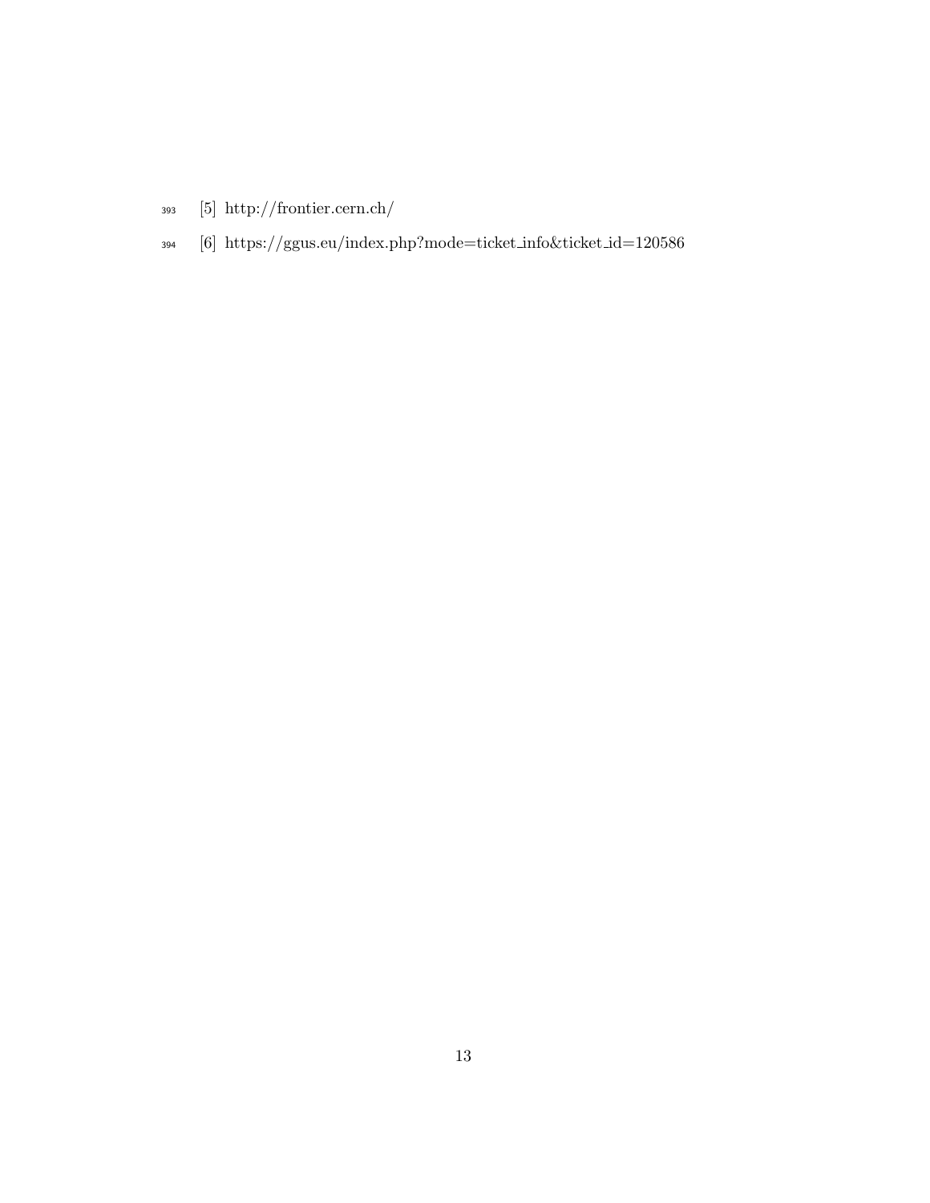[5] http://frontier.cern.ch/

[6] https://ggus.eu/index.php?mode=ticket_info&ticket_id=120586